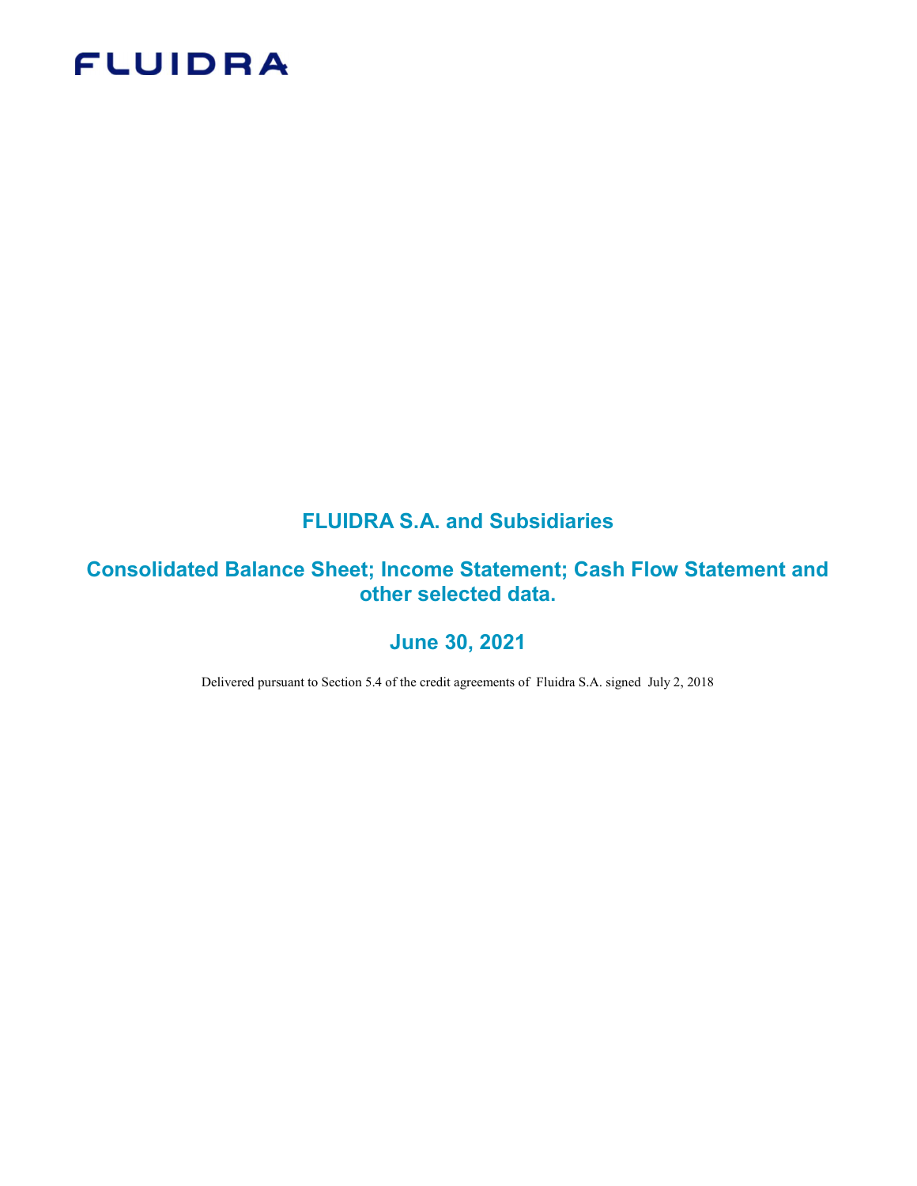FLUIDRA

# FLUIDRA S.A. and Subsidiaries

## Consolidated Balance Sheet; Income Statement; Cash Flow Statement and other selected data.

## June 30, 2021

Delivered pursuant to Section 5.4 of the credit agreements of Fluidra S.A. signed July 2, 2018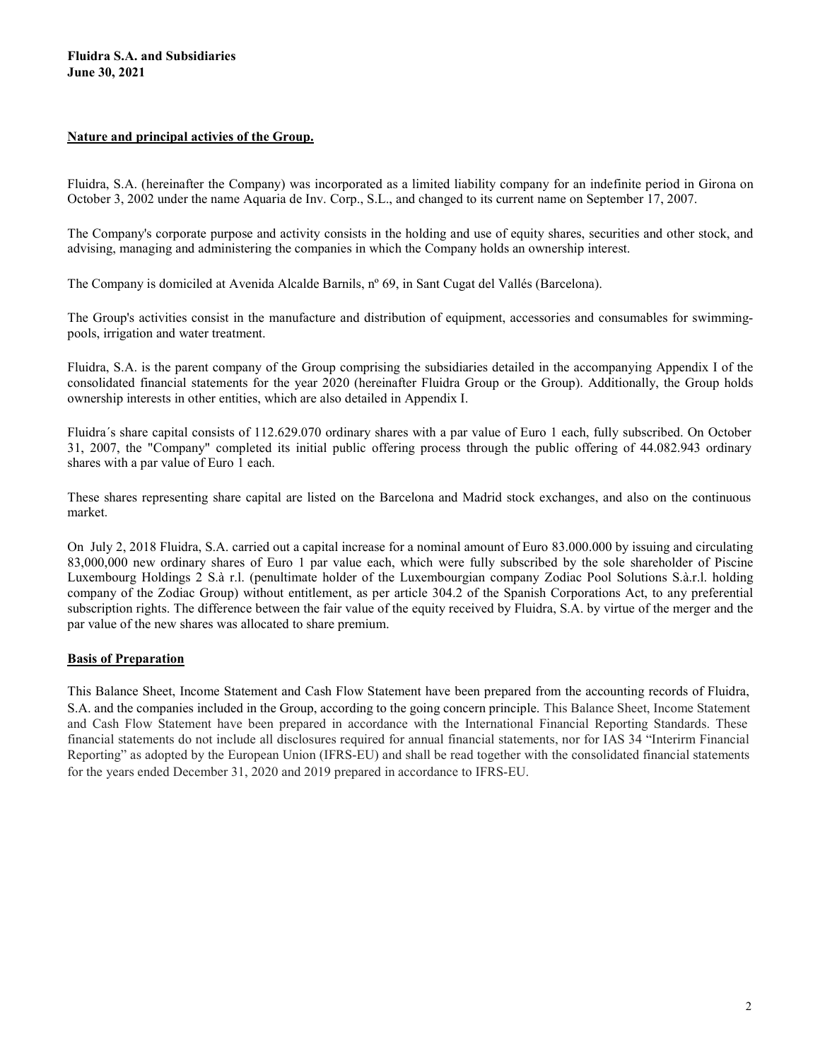**Fluidra S.A. and Subsidiaries**
**June 30, 2021**

## Nature and principal activies of the Group.

Fluidra, S.A. (hereinafter the Company) was incorporated as a limited liability company for an indefinite period in Girona on October 3, 2002 under the name Aquaria de Inv. Corp., S.L., and changed to its current name on September 17, 2007.

The Company's corporate purpose and activity consists in the holding and use of equity shares, securities and other stock, and advising, managing and administering the companies in which the Company holds an ownership interest.

The Company is domiciled at Avenida Alcalde Barnils, nº 69, in Sant Cugat del Vallés (Barcelona).

The Group's activities consist in the manufacture and distribution of equipment, accessories and consumables for swimming-pools, irrigation and water treatment.

Fluidra, S.A. is the parent company of the Group comprising the subsidiaries detailed in the accompanying Appendix I of the consolidated financial statements for the year 2020 (hereinafter Fluidra Group or the Group). Additionally, the Group holds ownership interests in other entities, which are also detailed in Appendix I.

Fluidra´s share capital consists of 112.629.070 ordinary shares with a par value of Euro 1 each, fully subscribed. On October 31, 2007, the "Company" completed its initial public offering process through the public offering of 44.082.943 ordinary shares with a par value of Euro 1 each.

These shares representing share capital are listed on the Barcelona and Madrid stock exchanges, and also on the continuous market.

On July 2, 2018 Fluidra, S.A. carried out a capital increase for a nominal amount of Euro 83.000.000 by issuing and circulating 83,000,000 new ordinary shares of Euro 1 par value each, which were fully subscribed by the sole shareholder of Piscine Luxembourg Holdings 2 S.à r.l. (penultimate holder of the Luxembourgian company Zodiac Pool Solutions S.à.r.l. holding company of the Zodiac Group) without entitlement, as per article 304.2 of the Spanish Corporations Act, to any preferential subscription rights. The difference between the fair value of the equity received by Fluidra, S.A. by virtue of the merger and the par value of the new shares was allocated to share premium.

## Basis of Preparation

This Balance Sheet, Income Statement and Cash Flow Statement have been prepared from the accounting records of Fluidra, S.A. and the companies included in the Group, according to the going concern principle. This Balance Sheet, Income Statement and Cash Flow Statement have been prepared in accordance with the International Financial Reporting Standards. These financial statements do not include all disclosures required for annual financial statements, nor for IAS 34 "Interirm Financial Reporting" as adopted by the European Union (IFRS-EU) and shall be read together with the consolidated financial statements for the years ended December 31, 2020 and 2019 prepared in accordance to IFRS-EU.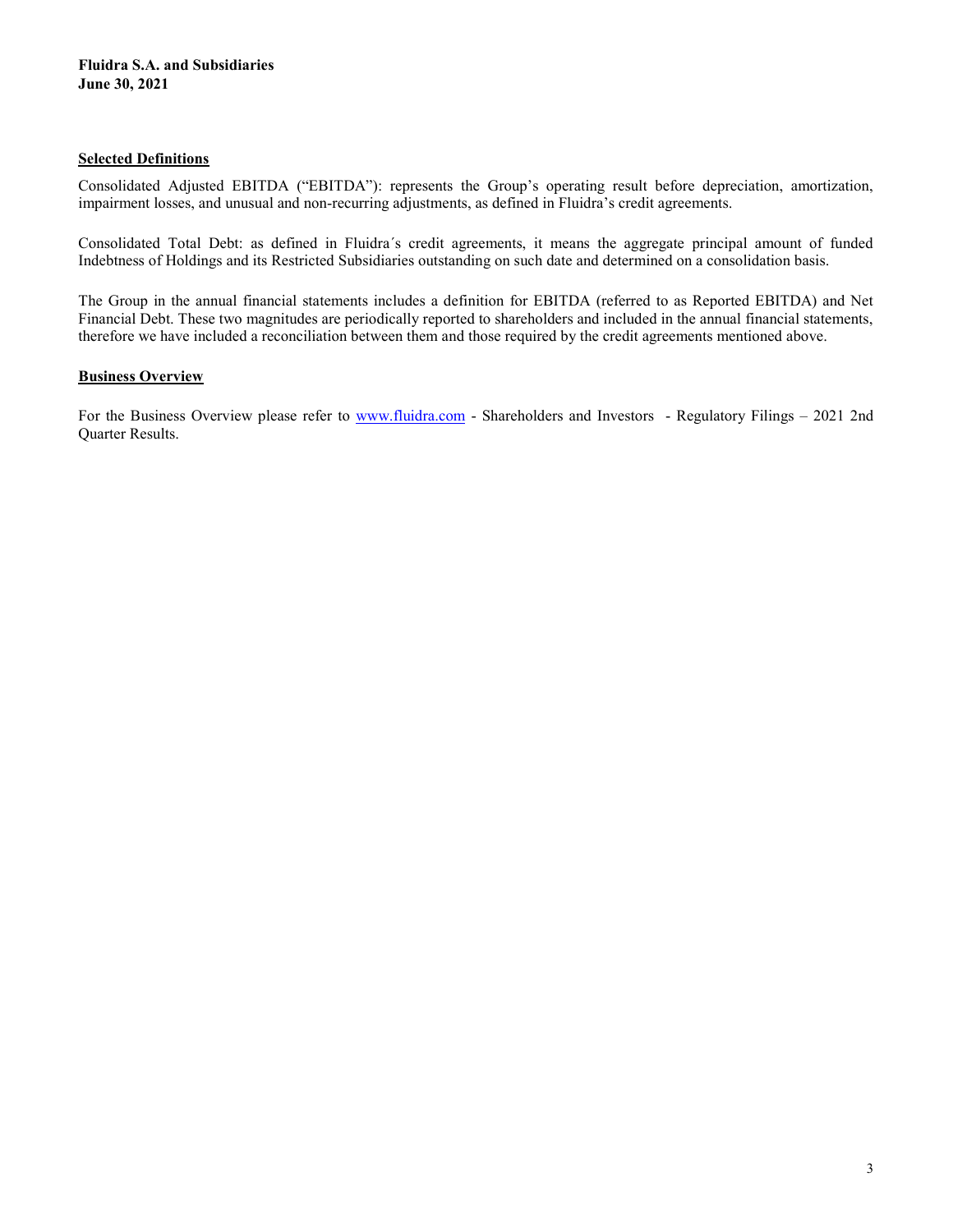**Fluidra S.A. and Subsidiaries**
**June 30, 2021**

## Selected Definitions

Consolidated Adjusted EBITDA ("EBITDA"): represents the Group's operating result before depreciation, amortization, impairment losses, and unusual and non-recurring adjustments, as defined in Fluidra's credit agreements.

Consolidated Total Debt: as defined in Fluidra´s credit agreements, it means the aggregate principal amount of funded Indebtness of Holdings and its Restricted Subsidiaries outstanding on such date and determined on a consolidation basis.

The Group in the annual financial statements includes a definition for EBITDA (referred to as Reported EBITDA) and Net Financial Debt. These two magnitudes are periodically reported to shareholders and included in the annual financial statements, therefore we have included a reconciliation between them and those required by the credit agreements mentioned above.

## Business Overview

For the Business Overview please refer to [www.fluidra.com](www.fluidra.com) - Shareholders and Investors - Regulatory Filings – 2021 2nd Quarter Results.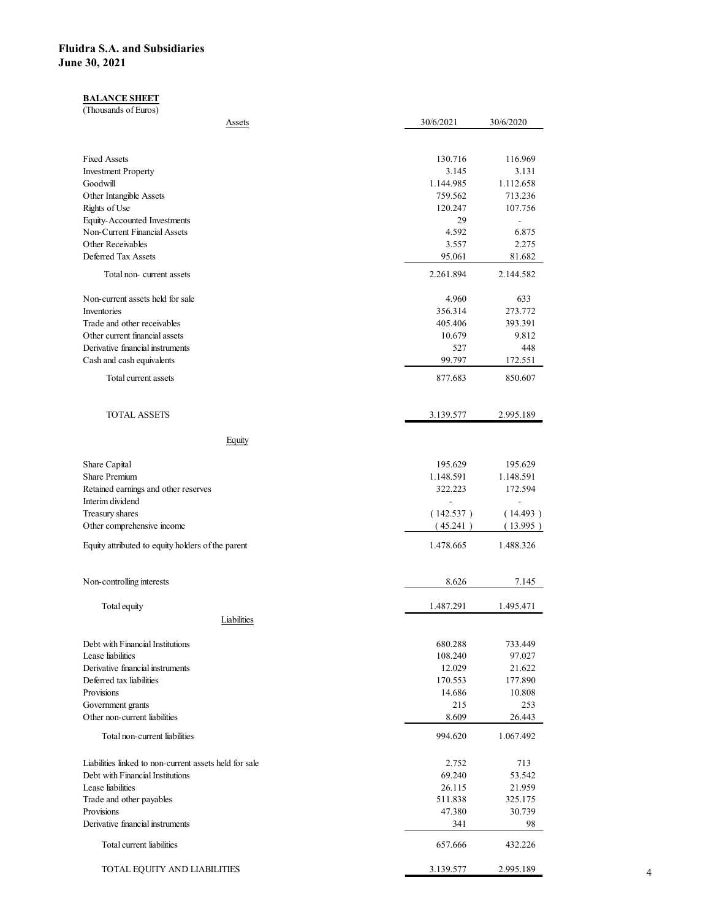# Fluidra S.A. and Subsidiaries
## June 30, 2021

**BALANCE SHEET**
(Thousands of Euros)

| Assets | 30/6/2021 | 30/6/2020 |
|---|---|---|
| Fixed Assets | 130.716 | 116.969 |
| Investment Property | 3.145 | 3.131 |
| Goodwill | 1.144.985 | 1.112.658 |
| Other Intangible Assets | 759.562 | 713.236 |
| Rights of Use | 120.247 | 107.756 |
| Equity-Accounted Investments | 29 | - |
| Non-Current Financial Assets | 4.592 | 6.875 |
| Other Receivables | 3.557 | 2.275 |
| Deferred Tax Assets | 95.061 | 81.682 |
| Total non- current assets | 2.261.894 | 2.144.582 |
| Non-current assets held for sale | 4.960 | 633 |
| Inventories | 356.314 | 273.772 |
| Trade and other receivables | 405.406 | 393.391 |
| Other current financial assets | 10.679 | 9.812 |
| Derivative financial instruments | 527 | 448 |
| Cash and cash equivalents | 99.797 | 172.551 |
| Total current assets | 877.683 | 850.607 |
| TOTAL ASSETS | 3.139.577 | 2.995.189 |
| **Equity** | | |
| Share Capital | 195.629 | 195.629 |
| Share Premium | 1.148.591 | 1.148.591 |
| Retained earnings and other reserves | 322.223 | 172.594 |
| Interim dividend | - | - |
| Treasury shares | ( 142.537 ) | ( 14.493 ) |
| Other comprehensive income | ( 45.241 ) | ( 13.995 ) |
| Equity attributed to equity holders of the parent | 1.478.665 | 1.488.326 |
| Non-controlling interests | 8.626 | 7.145 |
| Total equity | 1.487.291 | 1.495.471 |
| **Liabilities** | | |
| Debt with Financial Institutions | 680.288 | 733.449 |
| Lease liabilities | 108.240 | 97.027 |
| Derivative financial instruments | 12.029 | 21.622 |
| Deferred tax liabilities | 170.553 | 177.890 |
| Provisions | 14.686 | 10.808 |
| Government grants | 215 | 253 |
| Other non-current liabilities | 8.609 | 26.443 |
| Total non-current liabilities | 994.620 | 1.067.492 |
| Liabilities linked to non-current assets held for sale | 2.752 | 713 |
| Debt with Financial Institutions | 69.240 | 53.542 |
| Lease liabilities | 26.115 | 21.959 |
| Trade and other payables | 511.838 | 325.175 |
| Provisions | 47.380 | 30.739 |
| Derivative financial instruments | 341 | 98 |
| Total current liabilities | 657.666 | 432.226 |
| TOTAL EQUITY AND LIABILITIES | 3.139.577 | 2.995.189 |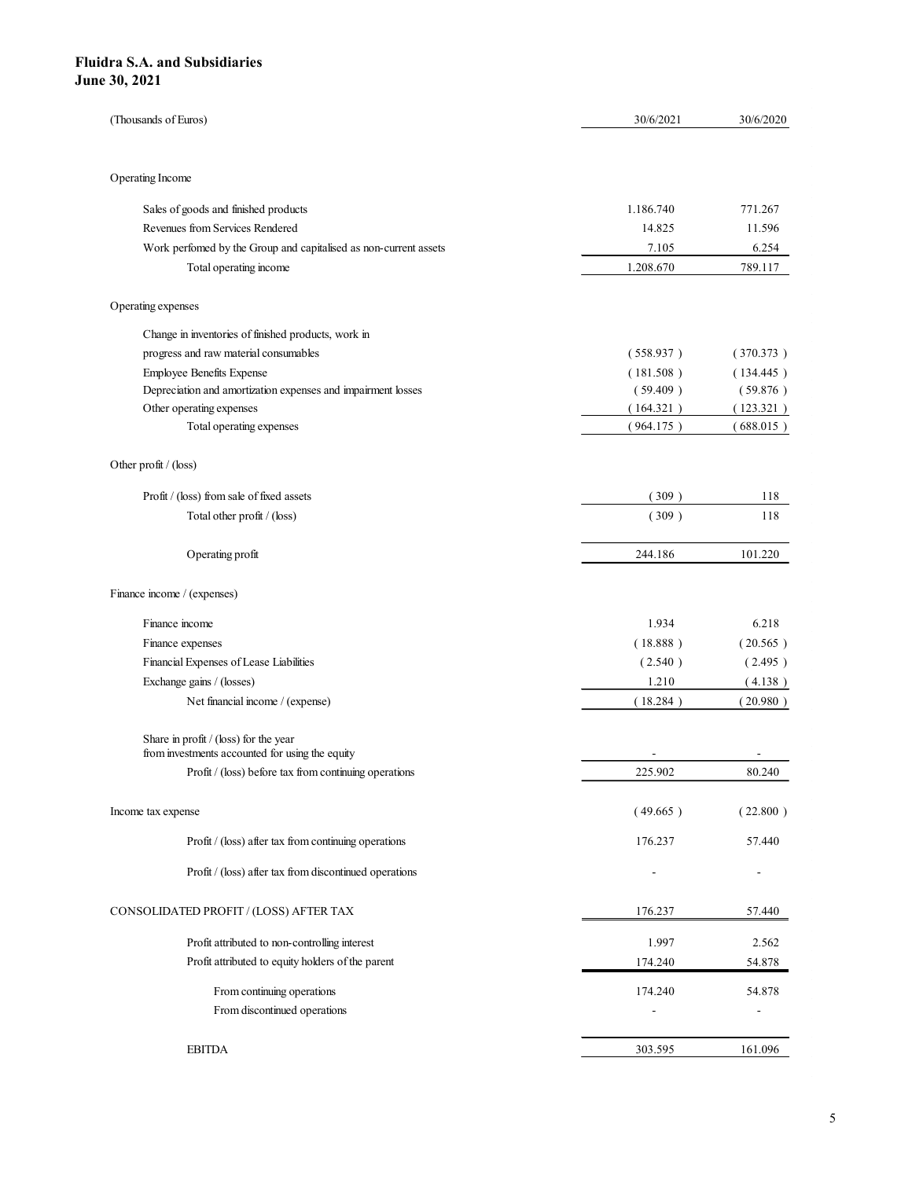**Fluidra S.A. and Subsidiaries**
**June 30, 2021**

| (Thousands of Euros) | 30/6/2021 | 30/6/2020 |
|---|---|---|
| Operating Income | | |
| Sales of goods and finished products | 1.186.740 | 771.267 |
| Revenues from Services Rendered | 14.825 | 11.596 |
| Work perfomed by the Group and capitalised as non-current assets | 7.105 | 6.254 |
| Total operating income | 1.208.670 | 789.117 |
| Operating expenses | | |
| Change in inventories of finished products, work in progress and raw material consumables | ( 558.937 ) | ( 370.373 ) |
| Employee Benefits Expense | ( 181.508 ) | ( 134.445 ) |
| Depreciation and amortization expenses and impairment losses | ( 59.409 ) | ( 59.876 ) |
| Other operating expenses | ( 164.321 ) | ( 123.321 ) |
| Total operating expenses | ( 964.175 ) | ( 688.015 ) |
| Other profit / (loss) | | |
| Profit / (loss) from sale of fixed assets | ( 309 ) | 118 |
| Total other profit / (loss) | ( 309 ) | 118 |
| Operating profit | 244.186 | 101.220 |
| Finance income / (expenses) | | |
| Finance income | 1.934 | 6.218 |
| Finance expenses | ( 18.888 ) | ( 20.565 ) |
| Financial Expenses of Lease Liabilities | ( 2.540 ) | ( 2.495 ) |
| Exchange gains / (losses) | 1.210 | ( 4.138 ) |
| Net financial income / (expense) | ( 18.284 ) | ( 20.980 ) |
| Share in profit / (loss) for the year from investments accounted for using the equity | - | - |
| Profit / (loss) before tax from continuing operations | 225.902 | 80.240 |
| Income tax expense | ( 49.665 ) | ( 22.800 ) |
| Profit / (loss) after tax from continuing operations | 176.237 | 57.440 |
| Profit / (loss) after tax from discontinued operations | - | - |
| CONSOLIDATED PROFIT / (LOSS) AFTER TAX | 176.237 | 57.440 |
| Profit attributed to non-controlling interest | 1.997 | 2.562 |
| Profit attributed to equity holders of the parent | 174.240 | 54.878 |
| From continuing operations | 174.240 | 54.878 |
| From discontinued operations | - | - |
| EBITDA | 303.595 | 161.096 |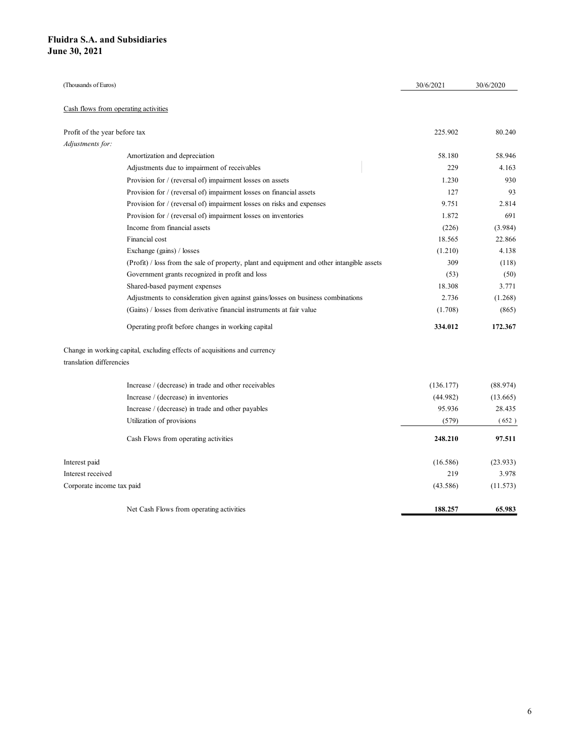**Fluidra S.A. and Subsidiaries**
**June 30, 2021**

| (Thousands of Euros) | 30/6/2021 | 30/6/2020 |
|---|---|---|
| Cash flows from operating activities | | |
| Profit of the year before tax | 225.902 | 80.240 |
| *Adjustments for:* | | |
| Amortization and depreciation | 58.180 | 58.946 |
| Adjustments due to impairment of receivables | 229 | 4.163 |
| Provision for / (reversal of) impairment losses on assets | 1.230 | 930 |
| Provision for / (reversal of) impairment losses on financial assets | 127 | 93 |
| Provision for / (reversal of) impairment losses on risks and expenses | 9.751 | 2.814 |
| Provision for / (reversal of) impairment losses on inventories | 1.872 | 691 |
| Income from financial assets | (226) | (3.984) |
| Financial cost | 18.565 | 22.866 |
| Exchange (gains) / losses | (1.210) | 4.138 |
| (Profit) / loss from the sale of property, plant and equipment and other intangible assets | 309 | (118) |
| Government grants recognized in profit and loss | (53) | (50) |
| Shared-based payment expenses | 18.308 | 3.771 |
| Adjustments to consideration given against gains/losses on business combinations | 2.736 | (1.268) |
| (Gains) / losses from derivative financial instruments at fair value | (1.708) | (865) |
| **Operating profit before changes in working capital** | **334.012** | **172.367** |
| Change in working capital, excluding effects of acquisitions and currency translation differencies | | |
| Increase / (decrease) in trade and other receivables | (136.177) | (88.974) |
| Increase / (decrease) in inventories | (44.982) | (13.665) |
| Increase / (decrease) in trade and other payables | 95.936 | 28.435 |
| Utilization of provisions | (579) | (652) |
| **Cash Flows from operating activities** | **248.210** | **97.511** |
| Interest paid | (16.586) | (23.933) |
| Interest received | 219 | 3.978 |
| Corporate income tax paid | (43.586) | (11.573) |
| **Net Cash Flows from operating activities** | **188.257** | **65.983** |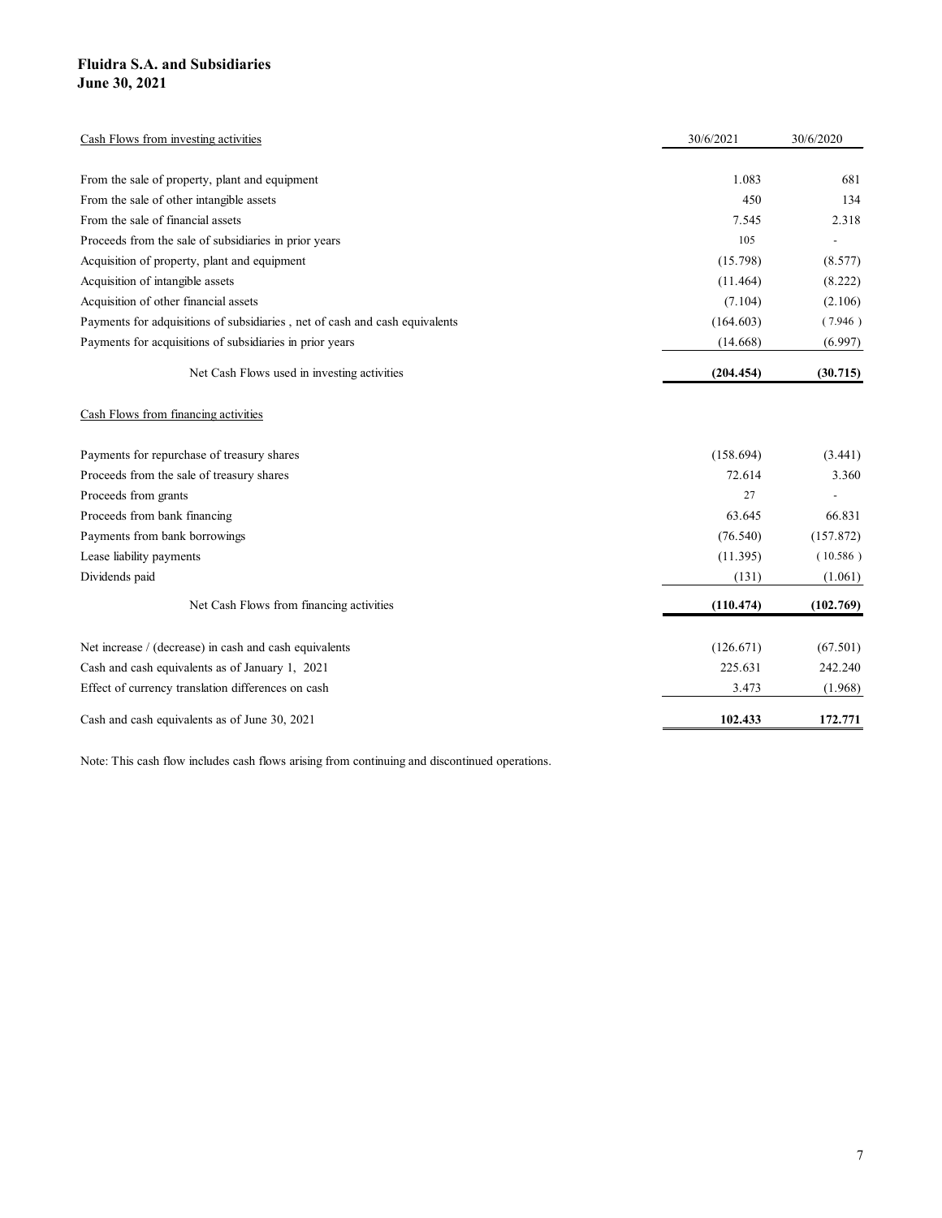**Fluidra S.A. and Subsidiaries**
**June 30, 2021**

| Cash Flows from investing activities | 30/6/2021 | 30/6/2020 |
|---|---|---|
| From the sale of property, plant and equipment | 1.083 | 681 |
| From the sale of other intangible assets | 450 | 134 |
| From the sale of financial assets | 7.545 | 2.318 |
| Proceeds from the sale of subsidiaries in prior years | 105 | - |
| Acquisition of property, plant and equipment | (15.798) | (8.577) |
| Acquisition of intangible assets | (11.464) | (8.222) |
| Acquisition of other financial assets | (7.104) | (2.106) |
| Payments for adquisitions of subsidiaries , net of cash and cash equivalents | (164.603) | (7.946) |
| Payments for acquisitions of subsidiaries in prior years | (14.668) | (6.997) |
| Net Cash Flows used in investing activities | **(204.454)** | **(30.715)** |
| Cash Flows from financing activities | | |
| Payments for repurchase of treasury shares | (158.694) | (3.441) |
| Proceeds from the sale of treasury shares | 72.614 | 3.360 |
| Proceeds from grants | 27 | - |
| Proceeds from bank financing | 63.645 | 66.831 |
| Payments from bank borrowings | (76.540) | (157.872) |
| Lease liability payments | (11.395) | (10.586) |
| Dividends paid | (131) | (1.061) |
| Net Cash Flows from financing activities | **(110.474)** | **(102.769)** |
| Net increase / (decrease) in cash and cash equivalents | (126.671) | (67.501) |
| Cash and cash equivalents as of January 1, 2021 | 225.631 | 242.240 |
| Effect of currency translation differences on cash | 3.473 | (1.968) |
| Cash and cash equivalents as of June 30, 2021 | **102.433** | **172.771** |

Note: This cash flow includes cash flows arising from continuing and discontinued operations.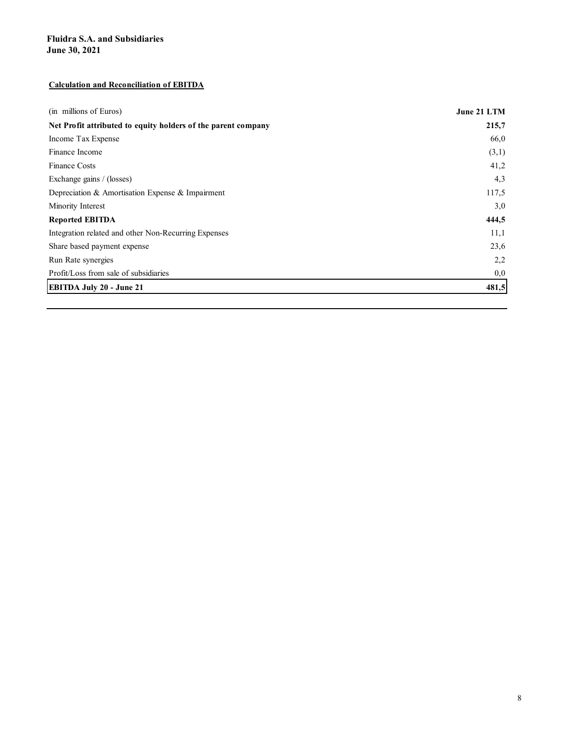**Fluidra S.A. and Subsidiaries**
**June 30, 2021**

**Calculation and Reconciliation of EBITDA**

| (in millions of Euros) | **June 21 LTM** |
|---|---|
| **Net Profit attributed to equity holders of the parent company** | **215,7** |
| Income Tax Expense | 66,0 |
| Finance Income | (3,1) |
| Finance Costs | 41,2 |
| Exchange gains / (losses) | 4,3 |
| Depreciation & Amortisation Expense & Impairment | 117,5 |
| Minority Interest | 3,0 |
| **Reported EBITDA** | **444,5** |
| Integration related and other Non-Recurring Expenses | 11,1 |
| Share based payment expense | 23,6 |
| Run Rate synergies | 2,2 |
| Profit/Loss from sale of subsidiaries | 0,0 |
| **EBITDA July 20 - June 21** | **481,5** |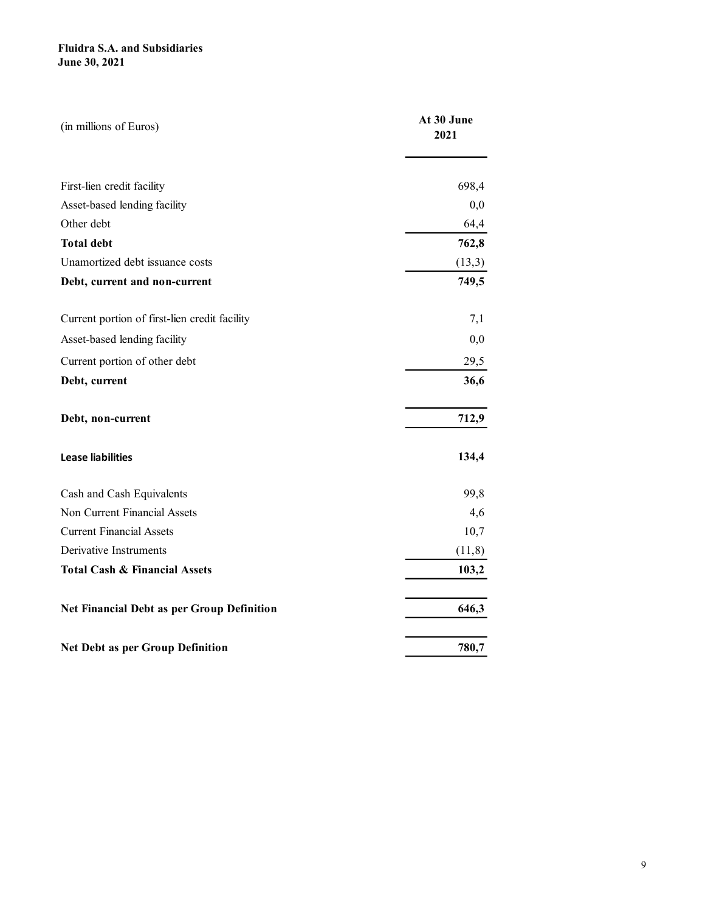**Fluidra S.A. and Subsidiaries**
**June 30, 2021**

| (in millions of Euros) | At 30 June 2021 |
|---|---|
| First-lien credit facility | 698,4 |
| Asset-based lending facility | 0,0 |
| Other debt | 64,4 |
| **Total debt** | **762,8** |
| Unamortized debt issuance costs | (13,3) |
| **Debt, current and non-current** | **749,5** |
| | |
| Current portion of first-lien credit facility | 7,1 |
| Asset-based lending facility | 0,0 |
| Current portion of other debt | 29,5 |
| **Debt, current** | **36,6** |
| | |
| **Debt, non-current** | **712,9** |
| | |
| **Lease liabilities** | **134,4** |
| | |
| Cash and Cash Equivalents | 99,8 |
| Non Current Financial Assets | 4,6 |
| Current Financial Assets | 10,7 |
| Derivative Instruments | (11,8) |
| **Total Cash & Financial Assets** | **103,2** |
| | |
| **Net Financial Debt as per Group Definition** | **646,3** |
| | |
| **Net Debt as per Group Definition** | **780,7** |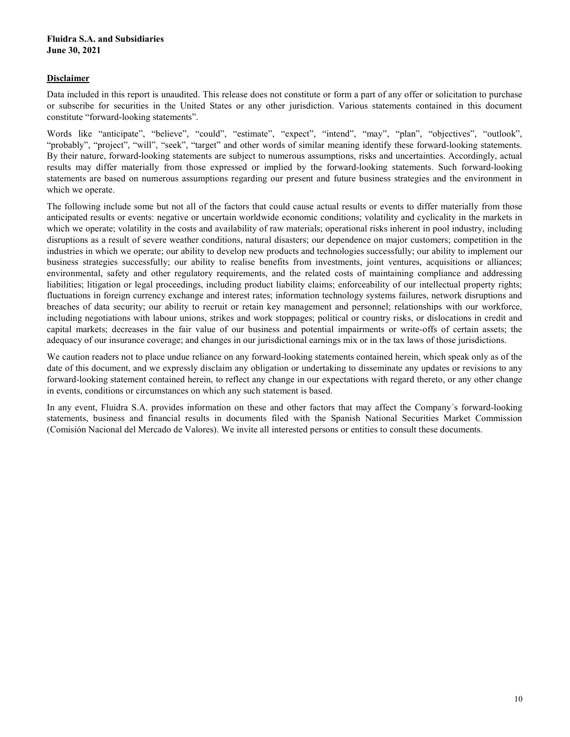## Disclaimer

Data included in this report is unaudited. This release does not constitute or form a part of any offer or solicitation to purchase or subscribe for securities in the United States or any other jurisdiction. Various statements contained in this document constitute "forward-looking statements".

Words like "anticipate", "believe", "could", "estimate", "expect", "intend", "may", "plan", "objectives", "outlook", "probably", "project", "will", "seek", "target" and other words of similar meaning identify these forward-looking statements. By their nature, forward-looking statements are subject to numerous assumptions, risks and uncertainties. Accordingly, actual results may differ materially from those expressed or implied by the forward-looking statements. Such forward-looking statements are based on numerous assumptions regarding our present and future business strategies and the environment in which we operate.

The following include some but not all of the factors that could cause actual results or events to differ materially from those anticipated results or events: negative or uncertain worldwide economic conditions; volatility and cyclicality in the markets in which we operate; volatility in the costs and availability of raw materials; operational risks inherent in pool industry, including disruptions as a result of severe weather conditions, natural disasters; our dependence on major customers; competition in the industries in which we operate; our ability to develop new products and technologies successfully; our ability to implement our business strategies successfully; our ability to realise benefits from investments, joint ventures, acquisitions or alliances; environmental, safety and other regulatory requirements, and the related costs of maintaining compliance and addressing liabilities; litigation or legal proceedings, including product liability claims; enforceability of our intellectual property rights; fluctuations in foreign currency exchange and interest rates; information technology systems failures, network disruptions and breaches of data security; our ability to recruit or retain key management and personnel; relationships with our workforce, including negotiations with labour unions, strikes and work stoppages; political or country risks, or dislocations in credit and capital markets; decreases in the fair value of our business and potential impairments or write-offs of certain assets; the adequacy of our insurance coverage; and changes in our jurisdictional earnings mix or in the tax laws of those jurisdictions.

We caution readers not to place undue reliance on any forward-looking statements contained herein, which speak only as of the date of this document, and we expressly disclaim any obligation or undertaking to disseminate any updates or revisions to any forward-looking statement contained herein, to reflect any change in our expectations with regard thereto, or any other change in events, conditions or circumstances on which any such statement is based.

In any event, Fluidra S.A. provides information on these and other factors that may affect the Company´s forward-looking statements, business and financial results in documents filed with the Spanish National Securities Market Commission (Comisión Nacional del Mercado de Valores). We invite all interested persons or entities to consult these documents.